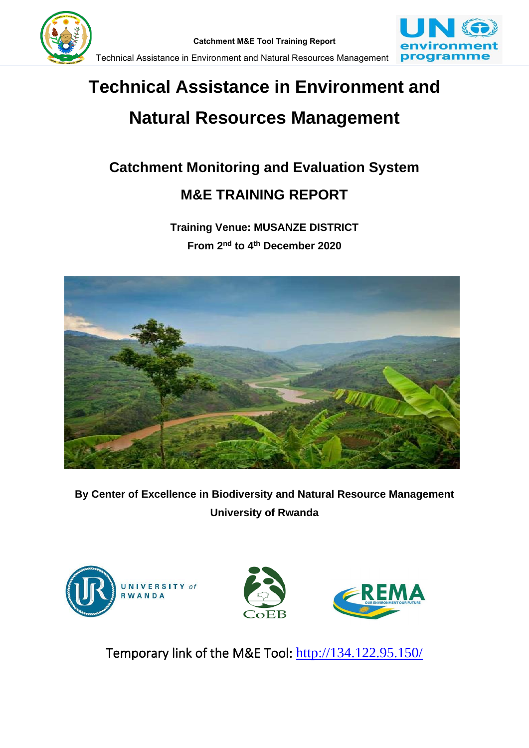# Technical Assistance in Environment and Natural Resources Management

## Catchment Monitoring and Evaluation System

## M&E TRAINING REPORT

**Training Venue: MUSANZE DISTRICT**

**From 2nd to 4th December 2020**

**By Center of Excellence in Biodiversity and Natural Resource Management**

**University of Rwanda**

Temporary link of the M&E Tool: http://134.122.95.150/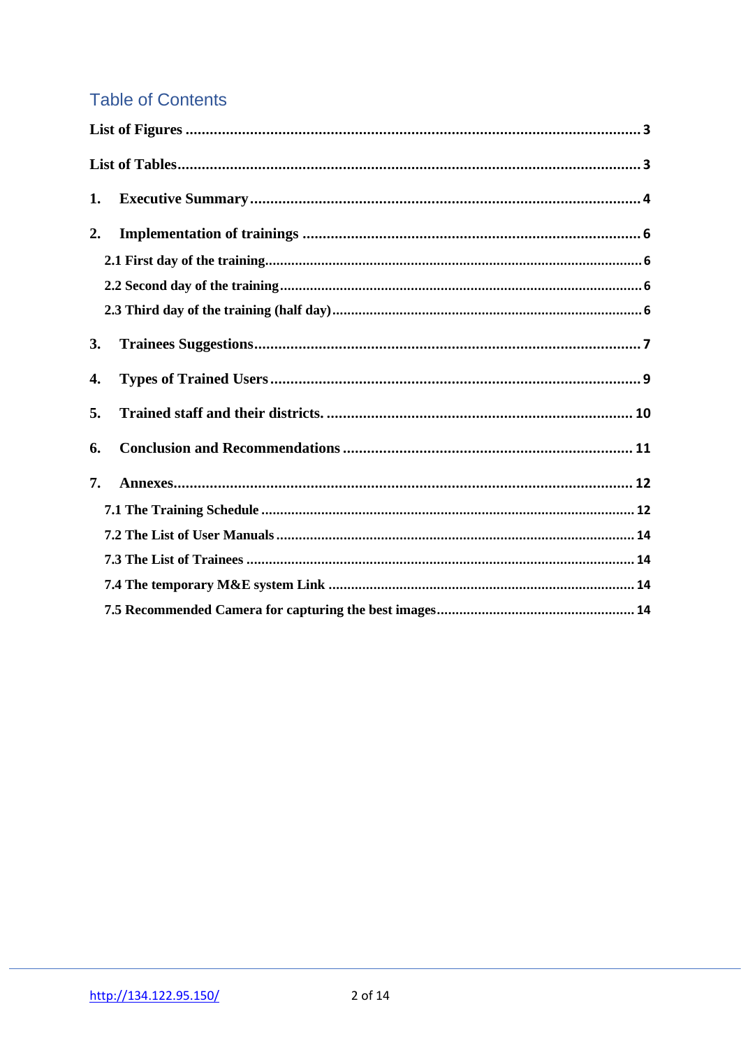# Table of Contents

**List of Figures** ........................................................................................................ 3

**List of Tables** .......................................................................................................... 3

**1. Executive Summary** ................................................................................................ 4

**2. Implementation of trainings** ................................................................................... 6

- **2.1 First day of the training** ........................................................................................ 6
- **2.2 Second day of the training** .................................................................................... 6
- **2.3 Third day of the training (half day)** ....................................................................... 6

**3. Trainees Suggestions** ............................................................................................... 7

**4. Types of Trained Users** ........................................................................................... 9

**5. Trained staff and their districts.** ............................................................................ 10

**6. Conclusion and Recommendations** ....................................................................... 11

**7. Annexes** .................................................................................................................. 12

- **7.1 The Training Schedule** ........................................................................................ 12
- **7.2 The List of User Manuals** ................................................................................... 14
- **7.3 The List of Trainees** ........................................................................................... 14
- **7.4 The temporary M&E system Link** ..................................................................... 14
- **7.5 Recommended Camera for capturing the best images** ....................................... 14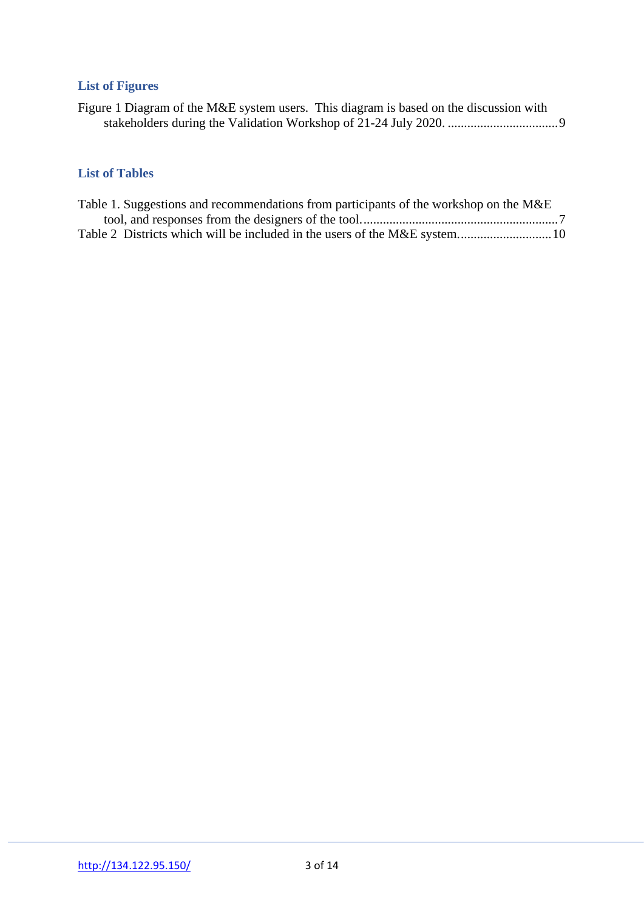## List of Figures

Figure 1 Diagram of the M&E system users. This diagram is based on the discussion with stakeholders during the Validation Workshop of 21-24 July 2020. ..................................9

## List of Tables

Table 1. Suggestions and recommendations from participants of the workshop on the M&E tool, and responses from the designers of the tool. ...........................................................7

Table 2 Districts which will be included in the users of the M&E system. ............................10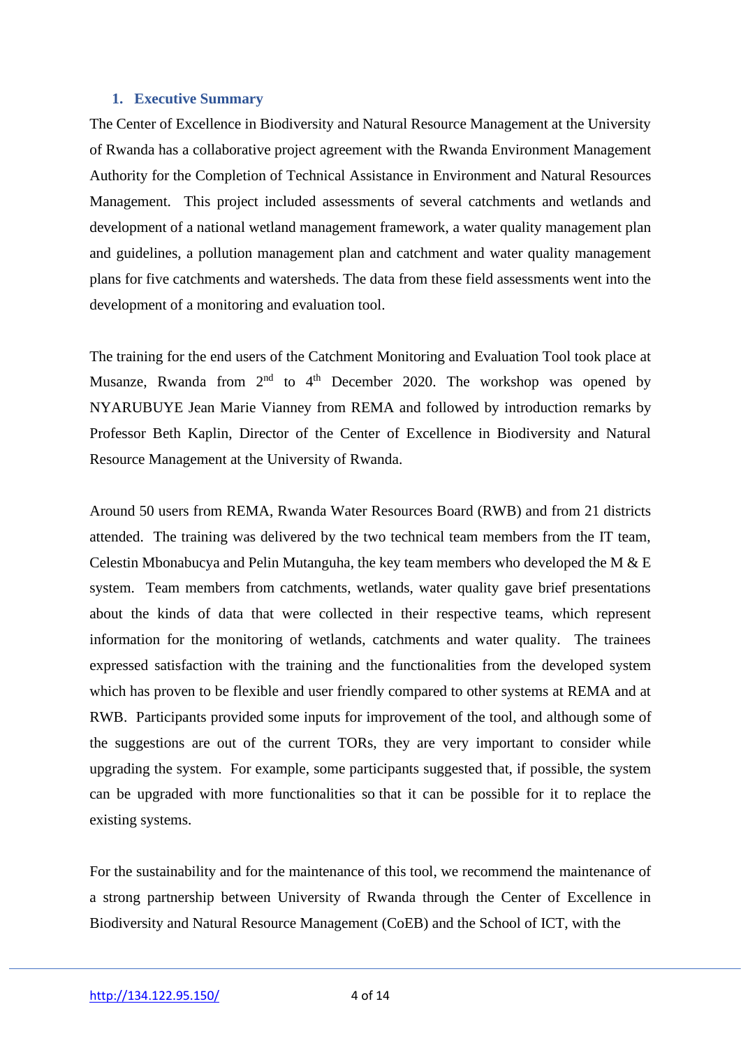# 1. Executive Summary

The Center of Excellence in Biodiversity and Natural Resource Management at the University of Rwanda has a collaborative project agreement with the Rwanda Environment Management Authority for the Completion of Technical Assistance in Environment and Natural Resources Management. This project included assessments of several catchments and wetlands and development of a national wetland management framework, a water quality management plan and guidelines, a pollution management plan and catchment and water quality management plans for five catchments and watersheds. The data from these field assessments went into the development of a monitoring and evaluation tool.

The training for the end users of the Catchment Monitoring and Evaluation Tool took place at Musanze, Rwanda from 2nd to 4th December 2020. The workshop was opened by NYARUBUYE Jean Marie Vianney from REMA and followed by introduction remarks by Professor Beth Kaplin, Director of the Center of Excellence in Biodiversity and Natural Resource Management at the University of Rwanda.

Around 50 users from REMA, Rwanda Water Resources Board (RWB) and from 21 districts attended. The training was delivered by the two technical team members from the IT team, Celestin Mbonabucya and Pelin Mutanguha, the key team members who developed the M & E system. Team members from catchments, wetlands, water quality gave brief presentations about the kinds of data that were collected in their respective teams, which represent information for the monitoring of wetlands, catchments and water quality. The trainees expressed satisfaction with the training and the functionalities from the developed system which has proven to be flexible and user friendly compared to other systems at REMA and at RWB. Participants provided some inputs for improvement of the tool, and although some of the suggestions are out of the current TORs, they are very important to consider while upgrading the system. For example, some participants suggested that, if possible, the system can be upgraded with more functionalities so that it can be possible for it to replace the existing systems.

For the sustainability and for the maintenance of this tool, we recommend the maintenance of a strong partnership between University of Rwanda through the Center of Excellence in Biodiversity and Natural Resource Management (CoEB) and the School of ICT, with the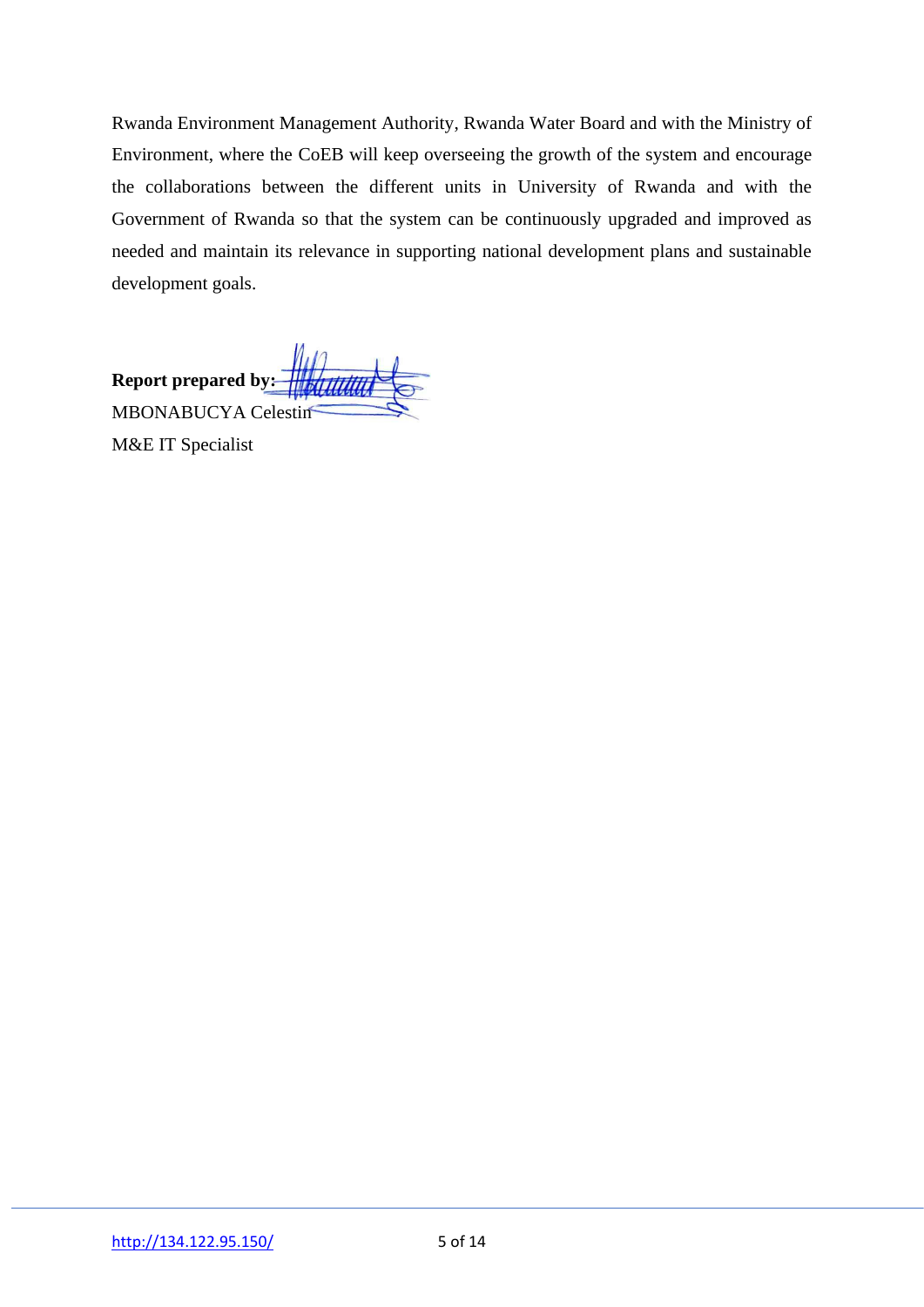Rwanda Environment Management Authority, Rwanda Water Board and with the Ministry of Environment, where the CoEB will keep overseeing the growth of the system and encourage the collaborations between the different units in University of Rwanda and with the Government of Rwanda so that the system can be continuously upgraded and improved as needed and maintain its relevance in supporting national development plans and sustainable development goals.

**Report prepared by:**

MBONABUCYA Celestin

M&E IT Specialist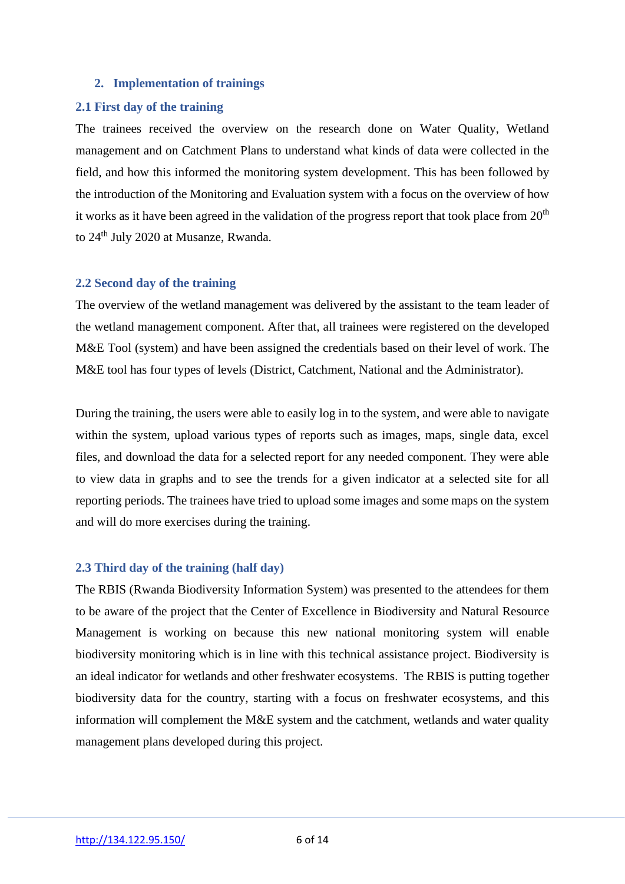## 2. Implementation of trainings

### 2.1 First day of the training

The trainees received the overview on the research done on Water Quality, Wetland management and on Catchment Plans to understand what kinds of data were collected in the field, and how this informed the monitoring system development. This has been followed by the introduction of the Monitoring and Evaluation system with a focus on the overview of how it works as it have been agreed in the validation of the progress report that took place from 20th to 24th July 2020 at Musanze, Rwanda.

### 2.2 Second day of the training

The overview of the wetland management was delivered by the assistant to the team leader of the wetland management component. After that, all trainees were registered on the developed M&E Tool (system) and have been assigned the credentials based on their level of work. The M&E tool has four types of levels (District, Catchment, National and the Administrator).

During the training, the users were able to easily log in to the system, and were able to navigate within the system, upload various types of reports such as images, maps, single data, excel files, and download the data for a selected report for any needed component. They were able to view data in graphs and to see the trends for a given indicator at a selected site for all reporting periods. The trainees have tried to upload some images and some maps on the system and will do more exercises during the training.

### 2.3 Third day of the training (half day)

The RBIS (Rwanda Biodiversity Information System) was presented to the attendees for them to be aware of the project that the Center of Excellence in Biodiversity and Natural Resource Management is working on because this new national monitoring system will enable biodiversity monitoring which is in line with this technical assistance project. Biodiversity is an ideal indicator for wetlands and other freshwater ecosystems. The RBIS is putting together biodiversity data for the country, starting with a focus on freshwater ecosystems, and this information will complement the M&E system and the catchment, wetlands and water quality management plans developed during this project.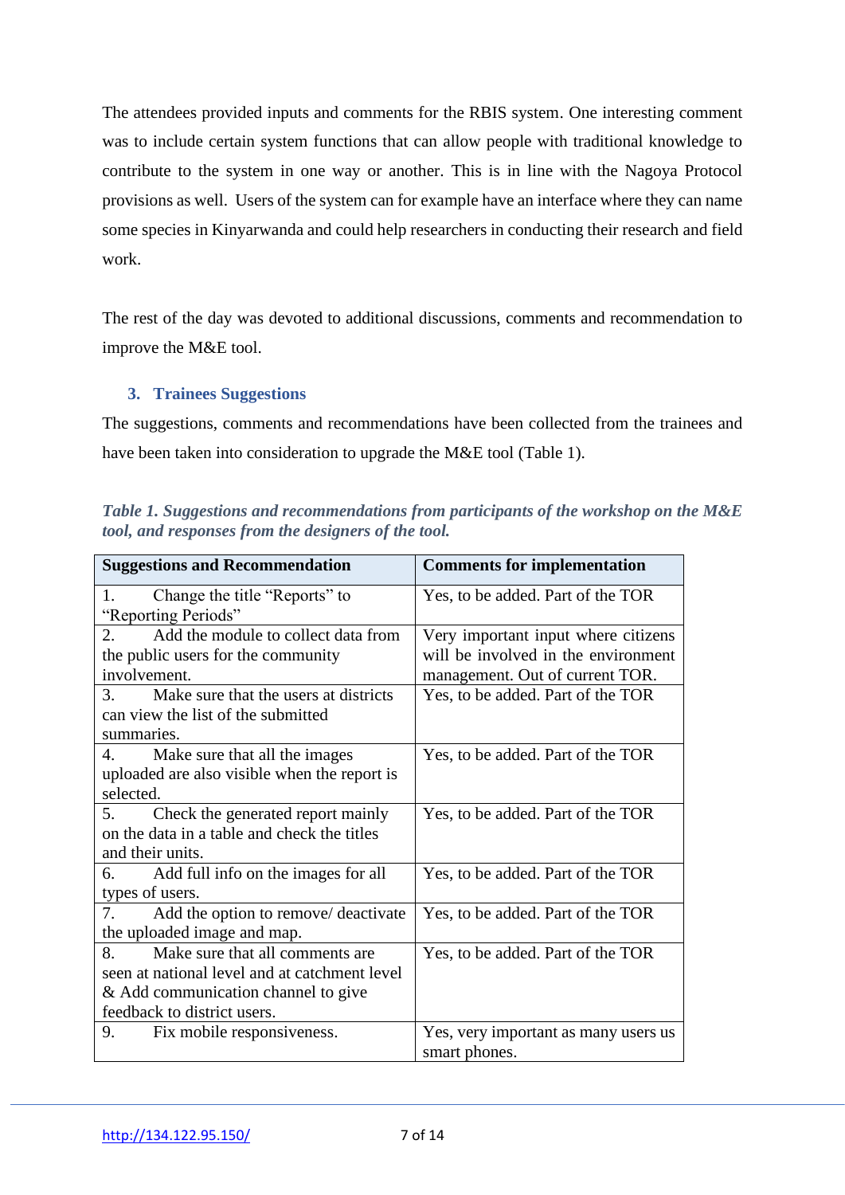The attendees provided inputs and comments for the RBIS system. One interesting comment was to include certain system functions that can allow people with traditional knowledge to contribute to the system in one way or another. This is in line with the Nagoya Protocol provisions as well. Users of the system can for example have an interface where they can name some species in Kinyarwanda and could help researchers in conducting their research and field work.

The rest of the day was devoted to additional discussions, comments and recommendation to improve the M&E tool.

## 3. Trainees Suggestions

The suggestions, comments and recommendations have been collected from the trainees and have been taken into consideration to upgrade the M&E tool (Table 1).

*Table 1. Suggestions and recommendations from participants of the workshop on the M&E tool, and responses from the designers of the tool.*

| Suggestions and Recommendation | Comments for implementation |
|---|---|
| 1. Change the title "Reports" to "Reporting Periods" | Yes, to be added. Part of the TOR |
| 2. Add the module to collect data from the public users for the community involvement. | Very important input where citizens will be involved in the environment management. Out of current TOR. |
| 3. Make sure that the users at districts can view the list of the submitted summaries. | Yes, to be added. Part of the TOR |
| 4. Make sure that all the images uploaded are also visible when the report is selected. | Yes, to be added. Part of the TOR |
| 5. Check the generated report mainly on the data in a table and check the titles and their units. | Yes, to be added. Part of the TOR |
| 6. Add full info on the images for all types of users. | Yes, to be added. Part of the TOR |
| 7. Add the option to remove/ deactivate the uploaded image and map. | Yes, to be added. Part of the TOR |
| 8. Make sure that all comments are seen at national level and at catchment level & Add communication channel to give feedback to district users. | Yes, to be added. Part of the TOR |
| 9. Fix mobile responsiveness. | Yes, very important as many users us smart phones. |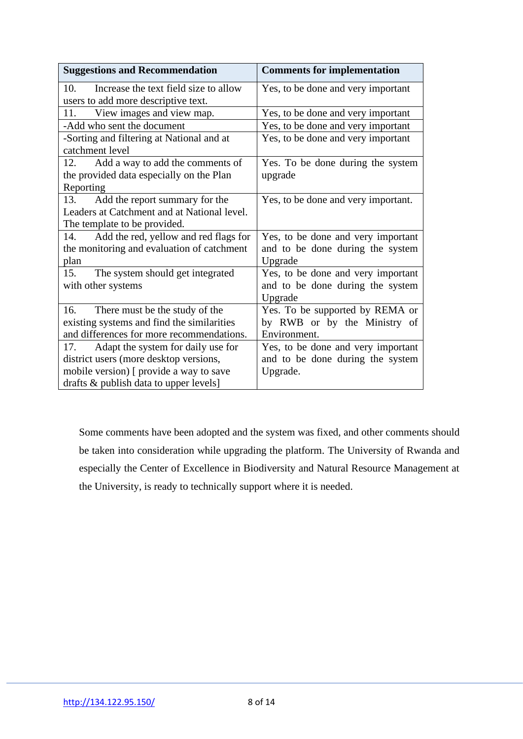| Suggestions and Recommendation | Comments for implementation |
|---|---|
| 10. Increase the text field size to allow users to add more descriptive text. | Yes, to be done and very important |
| 11. View images and view map. | Yes, to be done and very important |
| -Add who sent the document | Yes, to be done and very important |
| -Sorting and filtering at National and at catchment level | Yes, to be done and very important |
| 12. Add a way to add the comments of the provided data especially on the Plan Reporting | Yes. To be done during the system upgrade |
| 13. Add the report summary for the Leaders at Catchment and at National level. The template to be provided. | Yes, to be done and very important. |
| 14. Add the red, yellow and red flags for the monitoring and evaluation of catchment plan | Yes, to be done and very important and to be done during the system Upgrade |
| 15. The system should get integrated with other systems | Yes, to be done and very important and to be done during the system Upgrade |
| 16. There must be the study of the existing systems and find the similarities and differences for more recommendations. | Yes. To be supported by REMA or by RWB or by the Ministry of Environment. |
| 17. Adapt the system for daily use for district users (more desktop versions, mobile version) [ provide a way to save drafts & publish data to upper levels] | Yes, to be done and very important and to be done during the system Upgrade. |

Some comments have been adopted and the system was fixed, and other comments should be taken into consideration while upgrading the platform. The University of Rwanda and especially the Center of Excellence in Biodiversity and Natural Resource Management at the University, is ready to technically support where it is needed.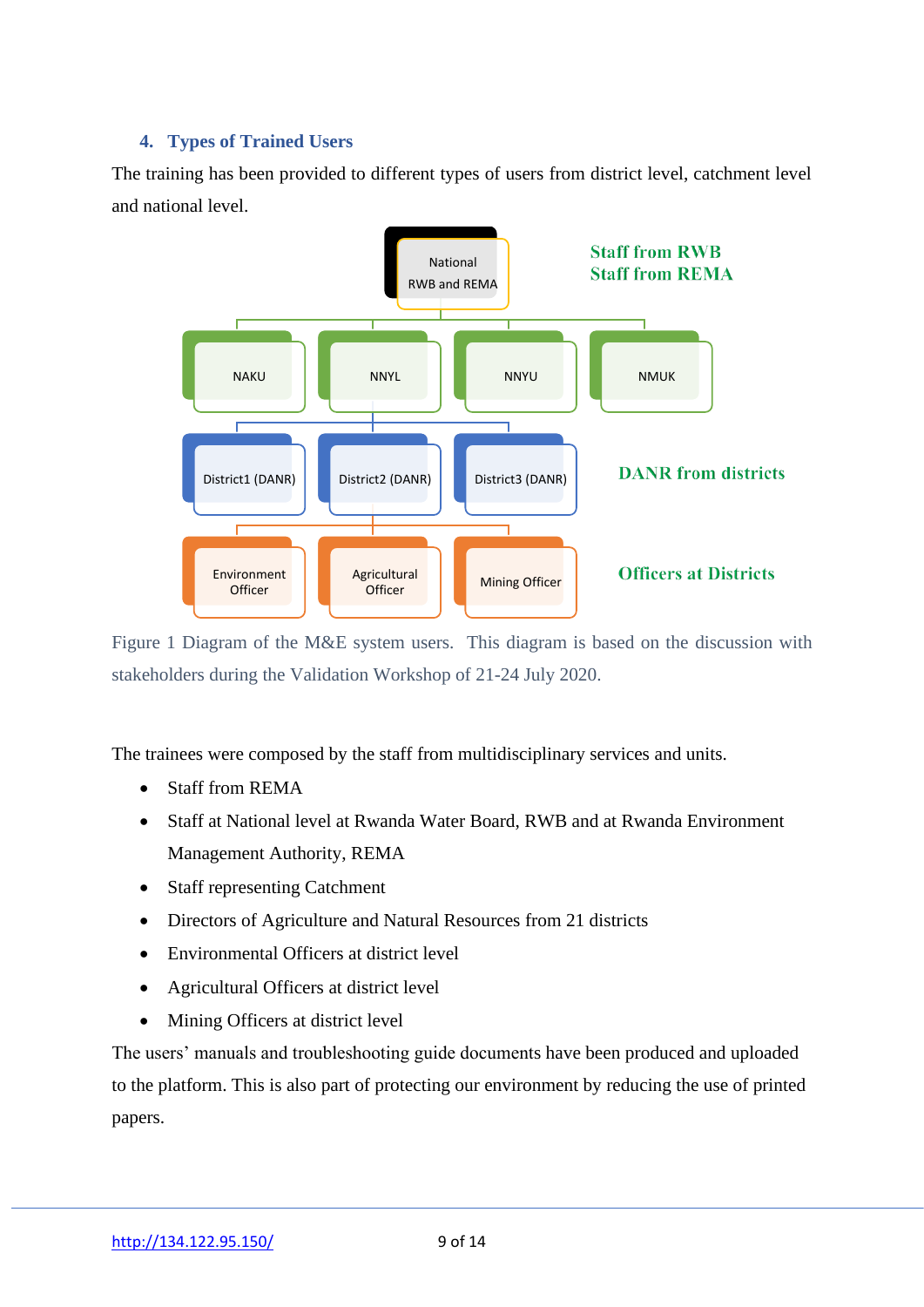## 4. Types of Trained Users

The training has been provided to different types of users from district level, catchment level and national level.

National
RWB and REMA

Staff from RWB
Staff from REMA

NAKU NNYL NNYU NMUK

District1 (DANR) District2 (DANR) District3 (DANR)

DANR from districts

Environment Officer Agricultural Officer Mining Officer

Officers at Districts

Figure 1 Diagram of the M&E system users. This diagram is based on the discussion with stakeholders during the Validation Workshop of 21-24 July 2020.

The trainees were composed by the staff from multidisciplinary services and units.

- Staff from REMA
- Staff at National level at Rwanda Water Board, RWB and at Rwanda Environment Management Authority, REMA
- Staff representing Catchment
- Directors of Agriculture and Natural Resources from 21 districts
- Environmental Officers at district level
- Agricultural Officers at district level
- Mining Officers at district level

The users' manuals and troubleshooting guide documents have been produced and uploaded to the platform. This is also part of protecting our environment by reducing the use of printed papers.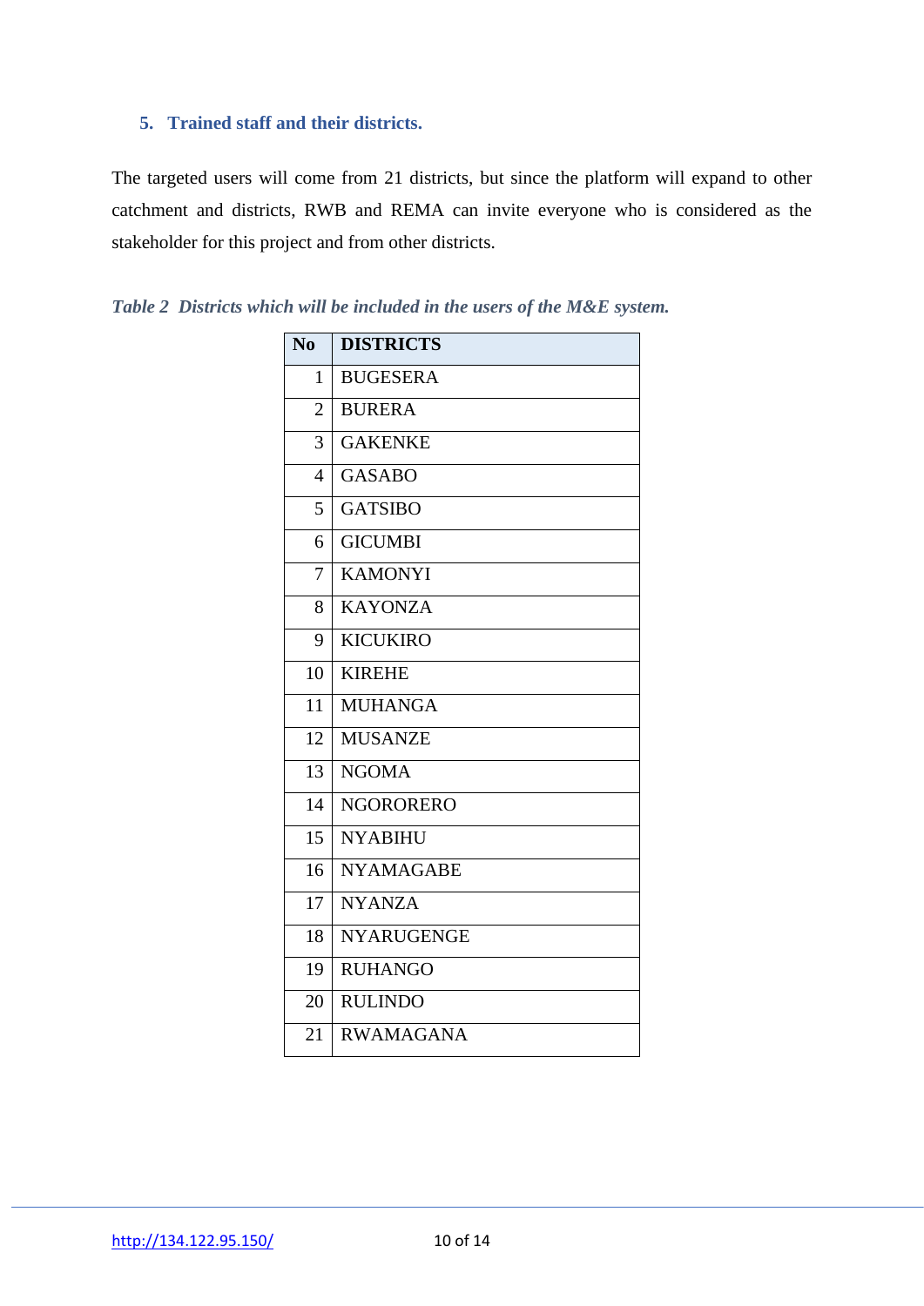## 5. Trained staff and their districts.

The targeted users will come from 21 districts, but since the platform will expand to other catchment and districts, RWB and REMA can invite everyone who is considered as the stakeholder for this project and from other districts.

*Table 2 Districts which will be included in the users of the M&E system.*

| No | DISTRICTS |
|---|---|
| 1 | BUGESERA |
| 2 | BURERA |
| 3 | GAKENKE |
| 4 | GASABO |
| 5 | GATSIBO |
| 6 | GICUMBI |
| 7 | KAMONYI |
| 8 | KAYONZA |
| 9 | KICUKIRO |
| 10 | KIREHE |
| 11 | MUHANGA |
| 12 | MUSANZE |
| 13 | NGOMA |
| 14 | NGORORERO |
| 15 | NYABIHU |
| 16 | NYAMAGABE |
| 17 | NYANZA |
| 18 | NYARUGENGE |
| 19 | RUHANGO |
| 20 | RULINDO |
| 21 | RWAMAGANA |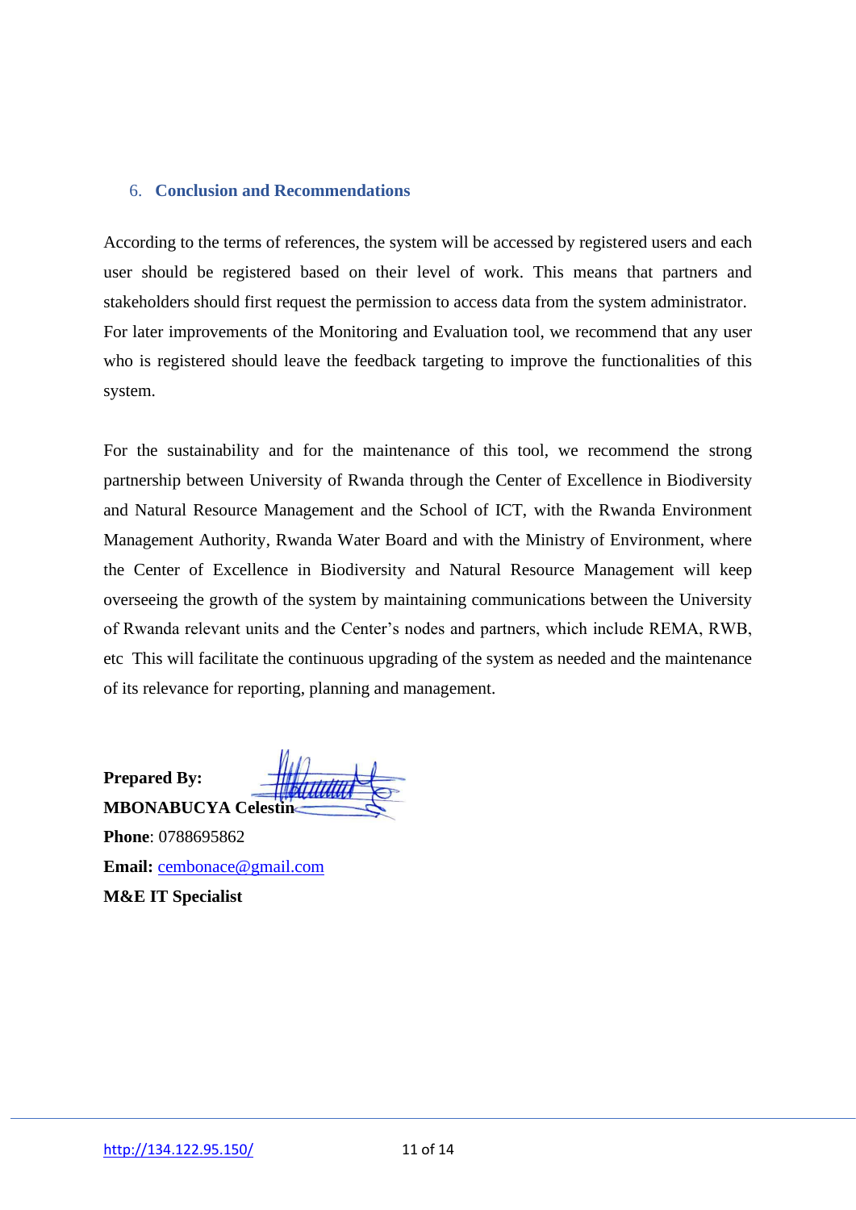## 6. Conclusion and Recommendations

According to the terms of references, the system will be accessed by registered users and each user should be registered based on their level of work. This means that partners and stakeholders should first request the permission to access data from the system administrator. For later improvements of the Monitoring and Evaluation tool, we recommend that any user who is registered should leave the feedback targeting to improve the functionalities of this system.

For the sustainability and for the maintenance of this tool, we recommend the strong partnership between University of Rwanda through the Center of Excellence in Biodiversity and Natural Resource Management and the School of ICT, with the Rwanda Environment Management Authority, Rwanda Water Board and with the Ministry of Environment, where the Center of Excellence in Biodiversity and Natural Resource Management will keep overseeing the growth of the system by maintaining communications between the University of Rwanda relevant units and the Center's nodes and partners, which include REMA, RWB, etc This will facilitate the continuous upgrading of the system as needed and the maintenance of its relevance for reporting, planning and management.

**Prepared By:**
**MBONABUCYA Celestin**
**Phone**: 0788695862
**Email:** cembonace@gmail.com
**M&E IT Specialist**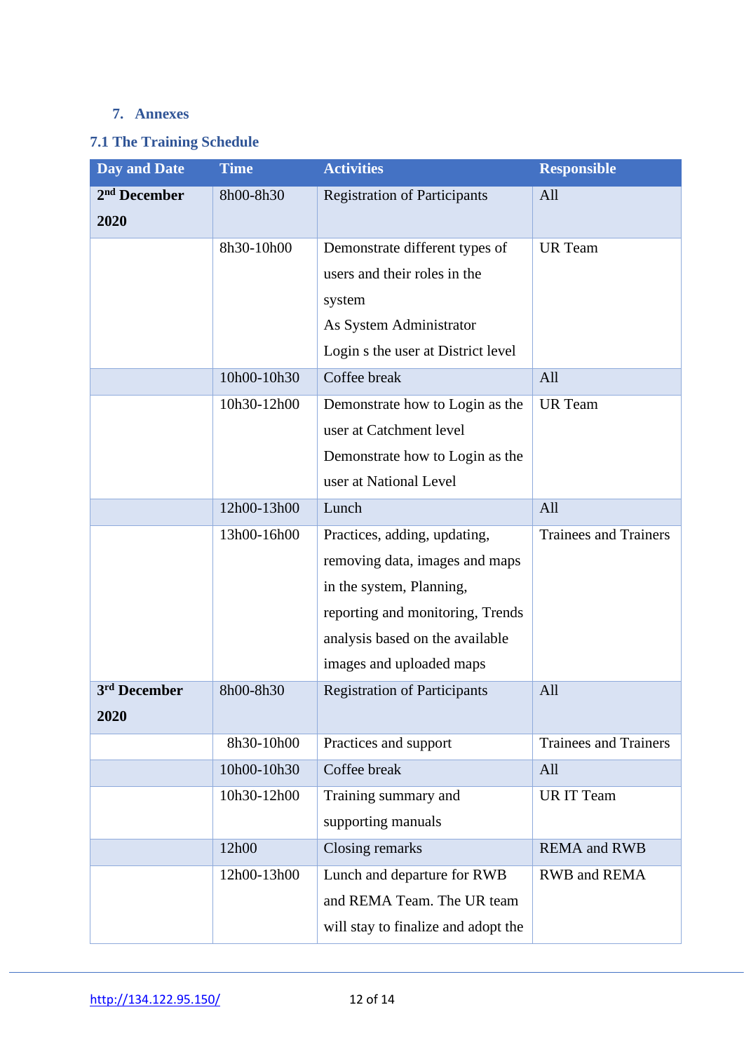## 7. Annexes

### 7.1 The Training Schedule

| Day and Date | Time | Activities | Responsible |
|---|---|---|---|
| **2nd December 2020** | 8h00-8h30 | Registration of Participants | All |
| | 8h30-10h00 | Demonstrate different types of users and their roles in the system<br>As System Administrator<br>Login s the user at District level | UR Team |
| | 10h00-10h30 | Coffee break | All |
| | 10h30-12h00 | Demonstrate how to Login as the user at Catchment level<br>Demonstrate how to Login as the user at National Level | UR Team |
| | 12h00-13h00 | Lunch | All |
| | 13h00-16h00 | Practices, adding, updating, removing data, images and maps in the system, Planning, reporting and monitoring, Trends analysis based on the available images and uploaded maps | Trainees and Trainers |
| **3rd December 2020** | 8h00-8h30 | Registration of Participants | All |
| | 8h30-10h00 | Practices and support | Trainees and Trainers |
| | 10h00-10h30 | Coffee break | All |
| | 10h30-12h00 | Training summary and supporting manuals | UR IT Team |
| | 12h00 | Closing remarks | REMA and RWB |
| | 12h00-13h00 | Lunch and departure for RWB and REMA Team. The UR team will stay to finalize and adopt the | RWB and REMA |

http://134.122.95.150/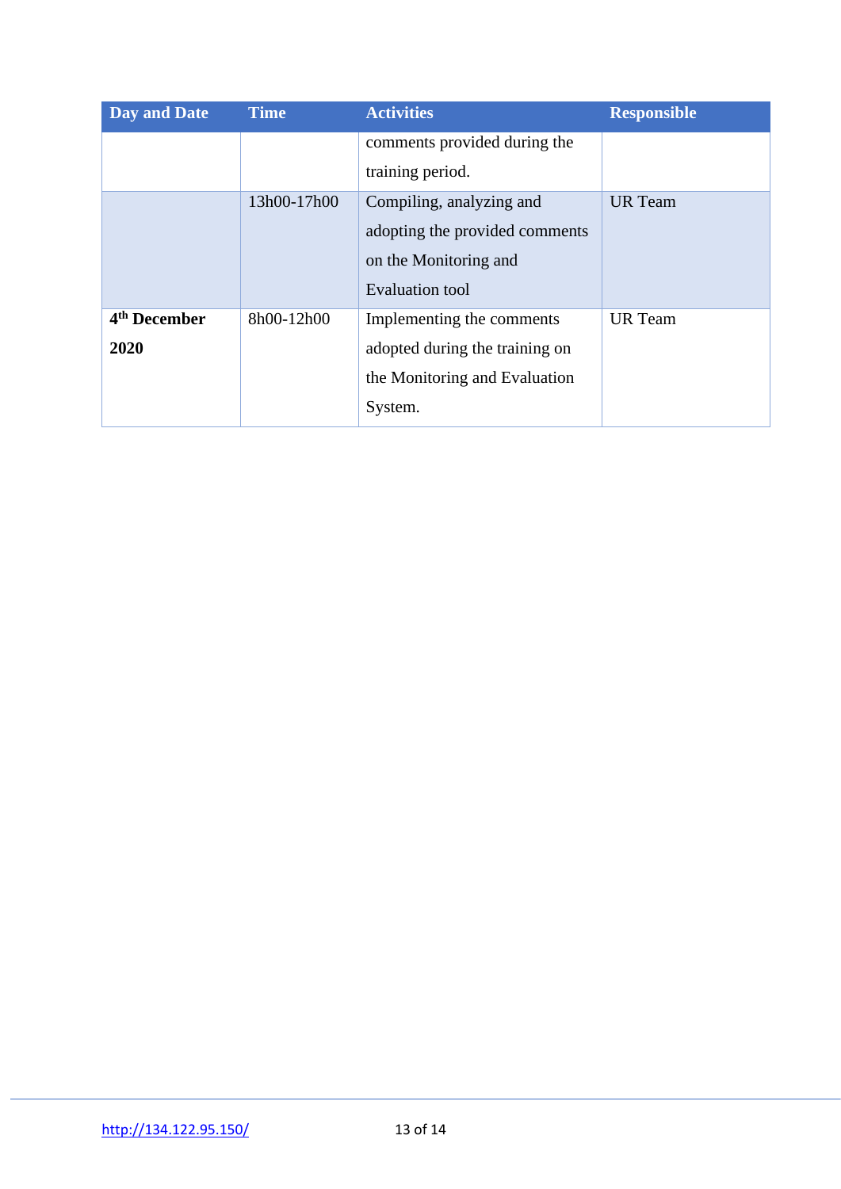| Day and Date | Time | Activities | Responsible |
|---|---|---|---|
| | | comments provided during the training period. | |
| | 13h00-17h00 | Compiling, analyzing and adopting the provided comments on the Monitoring and Evaluation tool | UR Team |
| **4th December 2020** | 8h00-12h00 | Implementing the comments adopted during the training on the Monitoring and Evaluation System. | UR Team |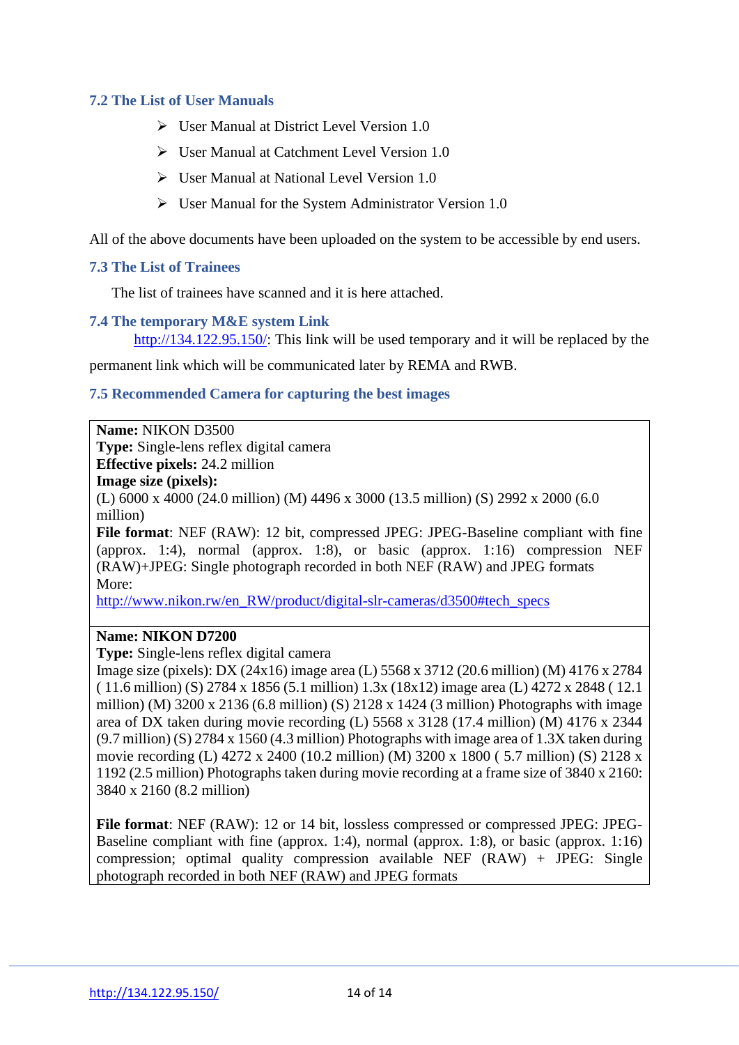### 7.2 The List of User Manuals

- User Manual at District Level Version 1.0
- User Manual at Catchment Level Version 1.0
- User Manual at National Level Version 1.0
- User Manual for the System Administrator Version 1.0

All of the above documents have been uploaded on the system to be accessible by end users.

### 7.3 The List of Trainees

The list of trainees have scanned and it is here attached.

### 7.4 The temporary M&E system Link

http://134.122.95.150/: This link will be used temporary and it will be replaced by the permanent link which will be communicated later by REMA and RWB.

### 7.5 Recommended Camera for capturing the best images

| |
|---|
| **Name:** NIKON D3500<br>**Type:** Single-lens reflex digital camera<br>**Effective pixels:** 24.2 million<br>**Image size (pixels):**<br>(L) 6000 x 4000 (24.0 million) (M) 4496 x 3000 (13.5 million) (S) 2992 x 2000 (6.0 million)<br>**File format**: NEF (RAW): 12 bit, compressed JPEG: JPEG-Baseline compliant with fine (approx. 1:4), normal (approx. 1:8), or basic (approx. 1:16) compression NEF (RAW)+JPEG: Single photograph recorded in both NEF (RAW) and JPEG formats<br>More:<br>http://www.nikon.rw/en_RW/product/digital-slr-cameras/d3500#tech_specs |
| **Name: NIKON D7200**<br>**Type:** Single-lens reflex digital camera<br>Image size (pixels): DX (24x16) image area (L) 5568 x 3712 (20.6 million) (M) 4176 x 2784 ( 11.6 million) (S) 2784 x 1856 (5.1 million) 1.3x (18x12) image area (L) 4272 x 2848 ( 12.1 million) (M) 3200 x 2136 (6.8 million) (S) 2128 x 1424 (3 million) Photographs with image area of DX taken during movie recording (L) 5568 x 3128 (17.4 million) (M) 4176 x 2344 (9.7 million) (S) 2784 x 1560 (4.3 million) Photographs with image area of 1.3X taken during movie recording (L) 4272 x 2400 (10.2 million) (M) 3200 x 1800 ( 5.7 million) (S) 2128 x 1192 (2.5 million) Photographs taken during movie recording at a frame size of 3840 x 2160: 3840 x 2160 (8.2 million)<br><br>**File format**: NEF (RAW): 12 or 14 bit, lossless compressed or compressed JPEG: JPEG-Baseline compliant with fine (approx. 1:4), normal (approx. 1:8), or basic (approx. 1:16) compression; optimal quality compression available NEF (RAW) + JPEG: Single photograph recorded in both NEF (RAW) and JPEG formats |